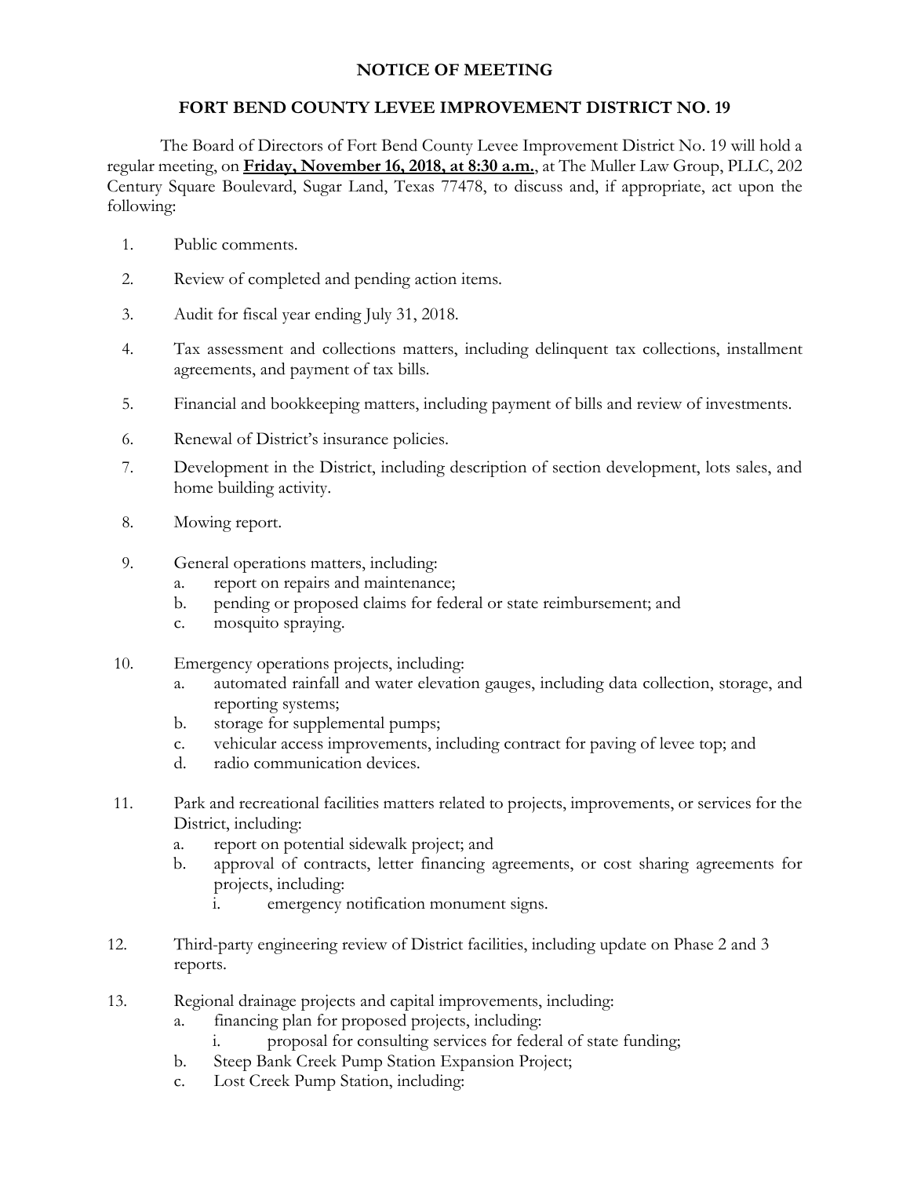# NOTICE OF MEETING

## FORT BEND COUNTY LEVEE IMPROVEMENT DISTRICT NO. 19

The Board of Directors of Fort Bend County Levee Improvement District No. 19 will hold a regular meeting, on **Friday, November 16, 2018, at 8:30 a.m.**, at The Muller Law Group, PLLC, 202 Century Square Boulevard, Sugar Land, Texas 77478, to discuss and, if appropriate, act upon the following:

1. Public comments.
2. Review of completed and pending action items.
3. Audit for fiscal year ending July 31, 2018.
4. Tax assessment and collections matters, including delinquent tax collections, installment agreements, and payment of tax bills.
5. Financial and bookkeeping matters, including payment of bills and review of investments.
6. Renewal of District's insurance policies.
7. Development in the District, including description of section development, lots sales, and home building activity.
8. Mowing report.
9. General operations matters, including:
   a. report on repairs and maintenance;
   b. pending or proposed claims for federal or state reimbursement; and
   c. mosquito spraying.
10. Emergency operations projects, including:
    a. automated rainfall and water elevation gauges, including data collection, storage, and reporting systems;
    b. storage for supplemental pumps;
    c. vehicular access improvements, including contract for paving of levee top; and
    d. radio communication devices.
11. Park and recreational facilities matters related to projects, improvements, or services for the District, including:
    a. report on potential sidewalk project; and
    b. approval of contracts, letter financing agreements, or cost sharing agreements for projects, including:
       i. emergency notification monument signs.
12. Third-party engineering review of District facilities, including update on Phase 2 and 3 reports.
13. Regional drainage projects and capital improvements, including:
    a. financing plan for proposed projects, including:
       i. proposal for consulting services for federal of state funding;
    b. Steep Bank Creek Pump Station Expansion Project;
    c. Lost Creek Pump Station, including: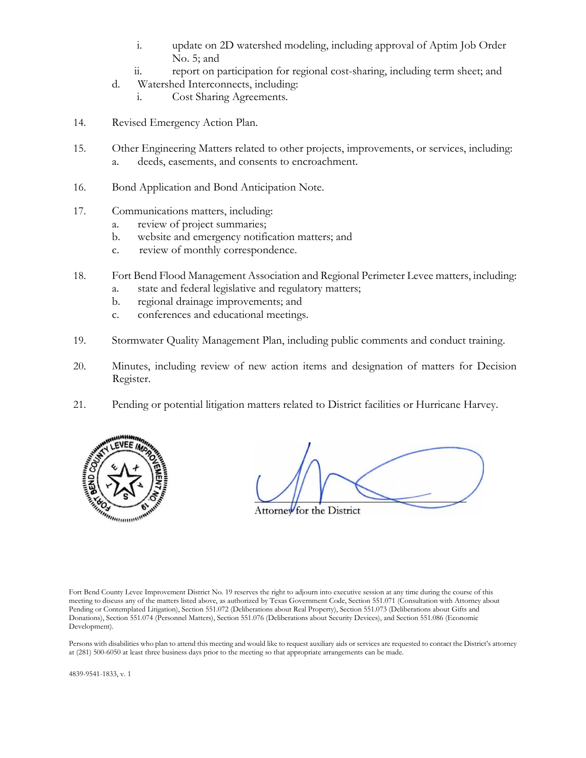i. update on 2D watershed modeling, including approval of Aptim Job Order No. 5; and
  ii. report on participation for regional cost-sharing, including term sheet; and

d. Watershed Interconnects, including:
  i. Cost Sharing Agreements.

14. Revised Emergency Action Plan.

15. Other Engineering Matters related to other projects, improvements, or services, including:
    a. deeds, easements, and consents to encroachment.

16. Bond Application and Bond Anticipation Note.

17. Communications matters, including:
    a. review of project summaries;
    b. website and emergency notification matters; and
    c. review of monthly correspondence.

18. Fort Bend Flood Management Association and Regional Perimeter Levee matters, including:
    a. state and federal legislative and regulatory matters;
    b. regional drainage improvements; and
    c. conferences and educational meetings.

19. Stormwater Quality Management Plan, including public comments and conduct training.

20. Minutes, including review of new action items and designation of matters for Decision Register.

21. Pending or potential litigation matters related to District facilities or Hurricane Harvey.

FORT BEND COUNTY LEVEE IMPROVEMENT NO. 19 — TEXAS

Attorney for the District

Fort Bend County Levee Improvement District No. 19 reserves the right to adjourn into executive session at any time during the course of this meeting to discuss any of the matters listed above, as authorized by Texas Government Code, Section 551.071 (Consultation with Attorney about Pending or Contemplated Litigation), Section 551.072 (Deliberations about Real Property), Section 551.073 (Deliberations about Gifts and Donations), Section 551.074 (Personnel Matters), Section 551.076 (Deliberations about Security Devices), and Section 551.086 (Economic Development).

Persons with disabilities who plan to attend this meeting and would like to request auxiliary aids or services are requested to contact the District's attorney at (281) 500-6050 at least three business days prior to the meeting so that appropriate arrangements can be made.

4839-9541-1833, v. 1